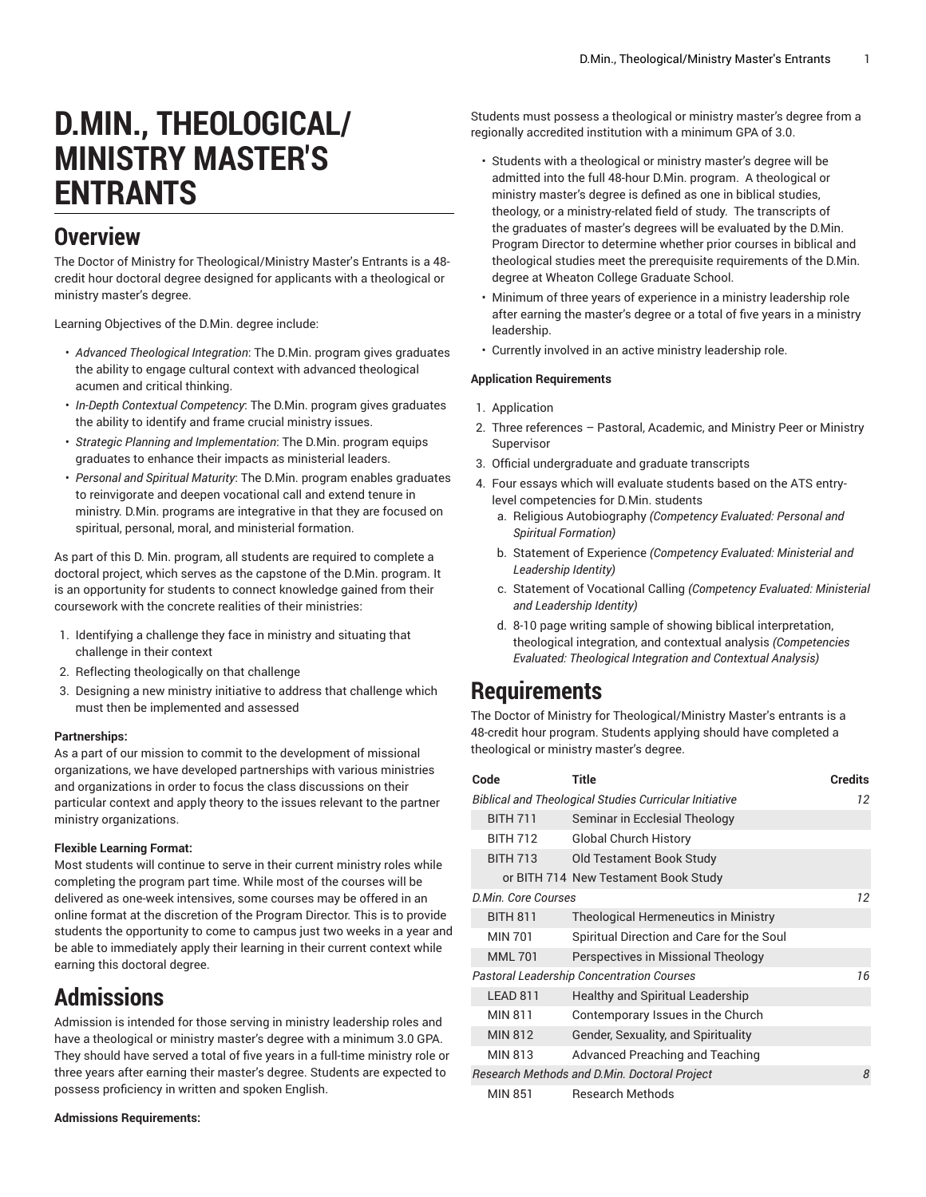# D.MIN., THEOLOGICAL/ MINISTRY MASTER'S ENTRANTS

## Overview

The Doctor of Ministry for Theological/Ministry Master's Entrants is a 48-credit hour doctoral degree designed for applicants with a theological or ministry master's degree.

Learning Objectives of the D.Min. degree include:

- *Advanced Theological Integration*: The D.Min. program gives graduates the ability to engage cultural context with advanced theological acumen and critical thinking.
- *In-Depth Contextual Competency*: The D.Min. program gives graduates the ability to identify and frame crucial ministry issues.
- *Strategic Planning and Implementation*: The D.Min. program equips graduates to enhance their impacts as ministerial leaders.
- *Personal and Spiritual Maturity*: The D.Min. program enables graduates to reinvigorate and deepen vocational call and extend tenure in ministry. D.Min. programs are integrative in that they are focused on spiritual, personal, moral, and ministerial formation.

As part of this D. Min. program, all students are required to complete a doctoral project, which serves as the capstone of the D.Min. program. It is an opportunity for students to connect knowledge gained from their coursework with the concrete realities of their ministries:

1. Identifying a challenge they face in ministry and situating that challenge in their context
2. Reflecting theologically on that challenge
3. Designing a new ministry initiative to address that challenge which must then be implemented and assessed

**Partnerships:**
As a part of our mission to commit to the development of missional organizations, we have developed partnerships with various ministries and organizations in order to focus the class discussions on their particular context and apply theory to the issues relevant to the partner ministry organizations.

**Flexible Learning Format:**
Most students will continue to serve in their current ministry roles while completing the program part time. While most of the courses will be delivered as one-week intensives, some courses may be offered in an online format at the discretion of the Program Director. This is to provide students the opportunity to come to campus just two weeks in a year and be able to immediately apply their learning in their current context while earning this doctoral degree.

## Admissions

Admission is intended for those serving in ministry leadership roles and have a theological or ministry master's degree with a minimum 3.0 GPA. They should have served a total of five years in a full-time ministry role or three years after earning their master's degree. Students are expected to possess proficiency in written and spoken English.

**Admissions Requirements:**

Students must possess a theological or ministry master's degree from a regionally accredited institution with a minimum GPA of 3.0.

- Students with a theological or ministry master's degree will be admitted into the full 48-hour D.Min. program. A theological or ministry master's degree is defined as one in biblical studies, theology, or a ministry-related field of study. The transcripts of the graduates of master's degrees will be evaluated by the D.Min. Program Director to determine whether prior courses in biblical and theological studies meet the prerequisite requirements of the D.Min. degree at Wheaton College Graduate School.
- Minimum of three years of experience in a ministry leadership role after earning the master's degree or a total of five years in a ministry leadership.
- Currently involved in an active ministry leadership role.

**Application Requirements**

1. Application
2. Three references – Pastoral, Academic, and Ministry Peer or Ministry Supervisor
3. Official undergraduate and graduate transcripts
4. Four essays which will evaluate students based on the ATS entry-level competencies for D.Min. students
   a. Religious Autobiography *(Competency Evaluated: Personal and Spiritual Formation)*
   b. Statement of Experience *(Competency Evaluated: Ministerial and Leadership Identity)*
   c. Statement of Vocational Calling *(Competency Evaluated: Ministerial and Leadership Identity)*
   d. 8-10 page writing sample of showing biblical interpretation, theological integration, and contextual analysis *(Competencies Evaluated: Theological Integration and Contextual Analysis)*

## Requirements

The Doctor of Ministry for Theological/Ministry Master's entrants is a 48-credit hour program. Students applying should have completed a theological or ministry master's degree.

| Code | Title | Credits |
|---|---|---|
| *Biblical and Theological Studies Curricular Initiative* | | *12* |
| BITH 711 | Seminar in Ecclesial Theology | |
| BITH 712 | Global Church History | |
| BITH 713 | Old Testament Book Study | |
| or BITH 714 | New Testament Book Study | |
| *D.Min. Core Courses* | | *12* |
| BITH 811 | Theological Hermeneutics in Ministry | |
| MIN 701 | Spiritual Direction and Care for the Soul | |
| MML 701 | Perspectives in Missional Theology | |
| *Pastoral Leadership Concentration Courses* | | *16* |
| LEAD 811 | Healthy and Spiritual Leadership | |
| MIN 811 | Contemporary Issues in the Church | |
| MIN 812 | Gender, Sexuality, and Spirituality | |
| MIN 813 | Advanced Preaching and Teaching | |
| *Research Methods and D.Min. Doctoral Project* | | *8* |
| MIN 851 | Research Methods | |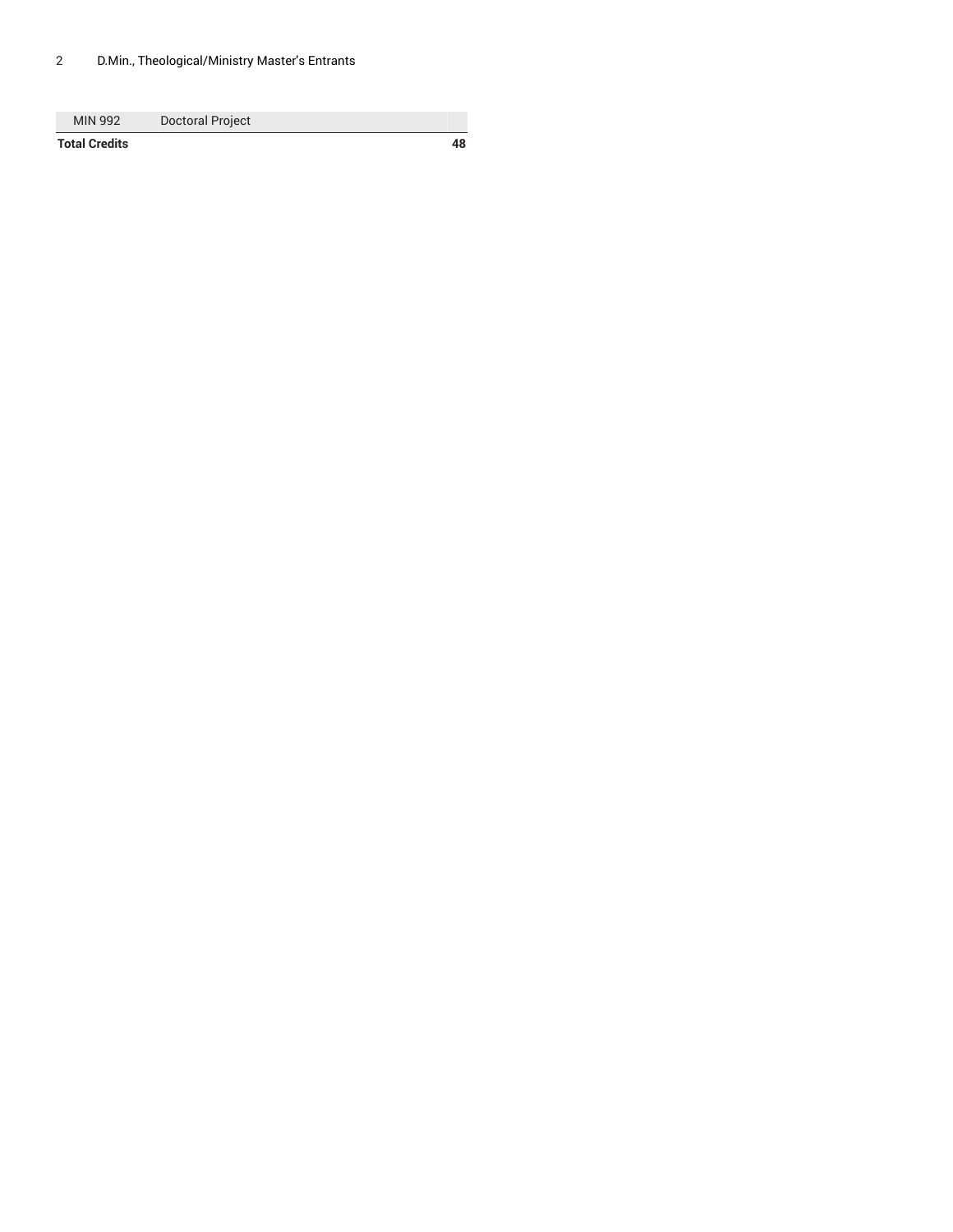| | | |
|---|---|---|
| MIN 992 | Doctoral Project | |
| **Total Credits** | | **48** |